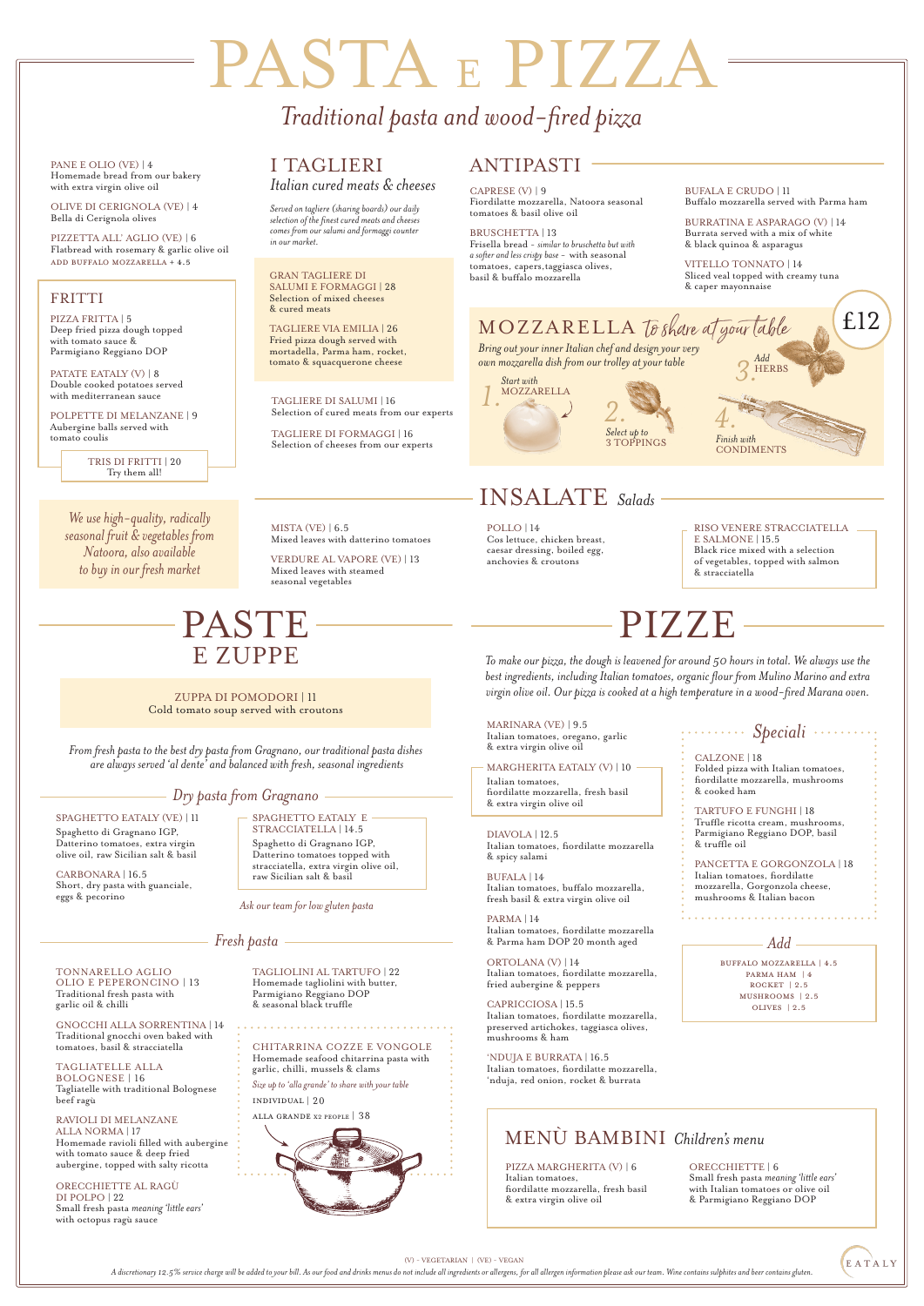# PASTA E PIZZA

*Traditional pasta and wood-fired pizza*

PANE E OLIO (VE) | 4
Homemade bread from our bakery with extra virgin olive oil

OLIVE DI CERIGNOLA (VE) | 4
Bella di Cerignola olives

PIZZETTA ALL' AGLIO (VE) | 6
Flatbread with rosemary & garlic olive oil
ADD BUFFALO MOZZARELLA + 4.5

## FRITTI

PIZZA FRITTA | 5
Deep fried pizza dough topped with tomato sauce & Parmigiano Reggiano DOP

PATATE EATALY (V) | 8
Double cooked potatoes served with mediterranean sauce

POLPETTE DI MELANZANE | 9
Aubergine balls served with tomato coulis

TRIS DI FRITTI | 20
Try them all!

*We use high-quality, radically seasonal fruit & vegetables from Natoora, also available to buy in our fresh market*

## I TAGLIERI

*Italian cured meats & cheeses*

*Served on tagliere (sharing boards) our daily selection of the finest cured meats and cheeses comes from our salumi and formaggi counter in our market.*

GRAN TAGLIERE DI SALUMI E FORMAGGI | 28
Selection of mixed cheeses & cured meats

TAGLIERE VIA EMILIA | 26
Fried pizza dough served with mortadella, Parma ham, rocket, tomato & squacquerone cheese

TAGLIERE DI SALUMI | 16
Selection of cured meats from our experts

TAGLIERE DI FORMAGGI | 16
Selection of cheeses from our experts

## ANTIPASTI

CAPRESE (V) | 9
Fiordilatte mozzarella, Natoora seasonal tomatoes & basil olive oil

BRUSCHETTA | 13
Frisella bread - *similar to bruschetta but with a softer and less crispy base* - with seasonal tomatoes, capers, taggiasca olives, basil & buffalo mozzarella

BUFALA E CRUDO | 11
Buffalo mozzarella served with Parma ham

BURRATINA E ASPARAGO (V) | 14
Burrata served with a mix of white & black quinoa & asparagus

VITELLO TONNATO | 14
Sliced veal topped with creamy tuna & caper mayonnaise

## MOZZARELLA *to share at your table* — £12

*Bring out your inner Italian chef and design your very own mozzarella dish from our trolley at your table*

1. Start with MOZZARELLA
2. Select up to 3 TOPPINGS
3. Add HERBS
4. Finish with CONDIMENTS

## INSALATE *Salads*

MISTA (VE) | 6.5
Mixed leaves with datterino tomatoes

VERDURE AL VAPORE (VE) | 13
Mixed leaves with steamed seasonal vegetables

POLLO | 14
Cos lettuce, chicken breast, caesar dressing, boiled egg, anchovies & croutons

RISO VENERE STRACCIATELLA E SALMONE | 15.5
Black rice mixed with a selection of vegetables, topped with salmon & stracciatella

## PASTE E ZUPPE

ZUPPA DI POMODORI | 11
Cold tomato soup served with croutons

*From fresh pasta to the best dry pasta from Gragnano, our traditional pasta dishes are always served 'al dente' and balanced with fresh, seasonal ingredients*

### *Dry pasta from Gragnano*

SPAGHETTO EATALY (VE) | 11
Spaghetto di Gragnano IGP, Datterino tomatoes, extra virgin olive oil, raw Sicilian salt & basil

CARBONARA | 16.5
Short, dry pasta with guanciale, eggs & pecorino

SPAGHETTO EATALY E STRACCIATELLA | 14.5
Spaghetto di Gragnano IGP, Datterino tomatoes topped with stracciatella, extra virgin olive oil, raw Sicilian salt & basil

*Ask our team for low gluten pasta*

### *Fresh pasta*

TONNARELLO AGLIO OLIO E PEPERONCINO | 13
Traditional fresh pasta with garlic oil & chilli

GNOCCHI ALLA SORRENTINA | 14
Traditional gnocchi oven baked with tomatoes, basil & stracciatella

TAGLIATELLE ALLA BOLOGNESE | 16
Tagliatelle with traditional Bolognese beef ragù

RAVIOLI DI MELANZANE ALLA NORMA | 17
Homemade ravioli filled with aubergine with tomato sauce & deep fried aubergine, topped with salty ricotta

ORECCHIETTE AL RAGÙ DI POLPO | 22
Small fresh pasta *meaning 'little ears'* with octopus ragù sauce

TAGLIOLINI AL TARTUFO | 22
Homemade tagliolini with butter, Parmigiano Reggiano DOP & seasonal black truffle

CHITARRINA COZZE E VONGOLE
Homemade seafood chitarrina pasta with garlic, chilli, mussels & clams
*Size up to 'alla grande' to share with your table*
INDIVIDUAL | 20
ALLA GRANDE X2 PEOPLE | 38

## PIZZE

*To make our pizza, the dough is leavened for around 50 hours in total. We always use the best ingredients, including Italian tomatoes, organic flour from Mulino Marino and extra virgin olive oil. Our pizza is cooked at a high temperature in a wood-fired Marana oven.*

MARINARA (VE) | 9.5
Italian tomatoes, oregano, garlic & extra virgin olive oil

MARGHERITA EATALY (V) | 10
Italian tomatoes, fiordilatte mozzarella, fresh basil & extra virgin olive oil

DIAVOLA | 12.5
Italian tomatoes, fiordilatte mozzarella & spicy salami

BUFALA | 14
Italian tomatoes, buffalo mozzarella, fresh basil & extra virgin olive oil

PARMA | 14
Italian tomatoes, fiordilatte mozzarella & Parma ham DOP 20 month aged

ORTOLANA (V) | 14
Italian tomatoes, fiordilatte mozzarella, fried aubergine & peppers

CAPRICCIOSA | 15.5
Italian tomatoes, fiordilatte mozzarella, preserved artichokes, taggiasca olives, mushrooms & ham

'NDUJA E BURRATA | 16.5
Italian tomatoes, fiordilatte mozzarella, 'nduja, red onion, rocket & burrata

### *Speciali*

CALZONE | 18
Folded pizza with Italian tomatoes, fiordilatte mozzarella, mushrooms & cooked ham

TARTUFO E FUNGHI | 18
Truffle ricotta cream, mushrooms, Parmigiano Reggiano DOP, basil & truffle oil

PANCETTA E GORGONZOLA | 18
Italian tomatoes, fiordilatte mozzarella, Gorgonzola cheese, mushrooms & Italian bacon

### *Add*

BUFFALO MOZZARELLA | 4.5
PARMA HAM | 4
ROCKET | 2.5
MUSHROOMS | 2.5
OLIVES | 2.5

## MENÙ BAMBINI *Children's menu*

PIZZA MARGHERITA (V) | 6
Italian tomatoes, fiordilatte mozzarella, fresh basil & extra virgin olive oil

ORECCHIETTE | 6
Small fresh pasta *meaning 'little ears'* with Italian tomatoes or olive oil & Parmigiano Reggiano DOP

(V) - VEGETARIAN | (VE) - VEGAN

*A discretionary 12.5% service charge will be added to your bill. As our food and drinks menus do not include all ingredients or allergens, for all allergen information please ask our team. Wine contains sulphites and beer contains gluten.*

EATALY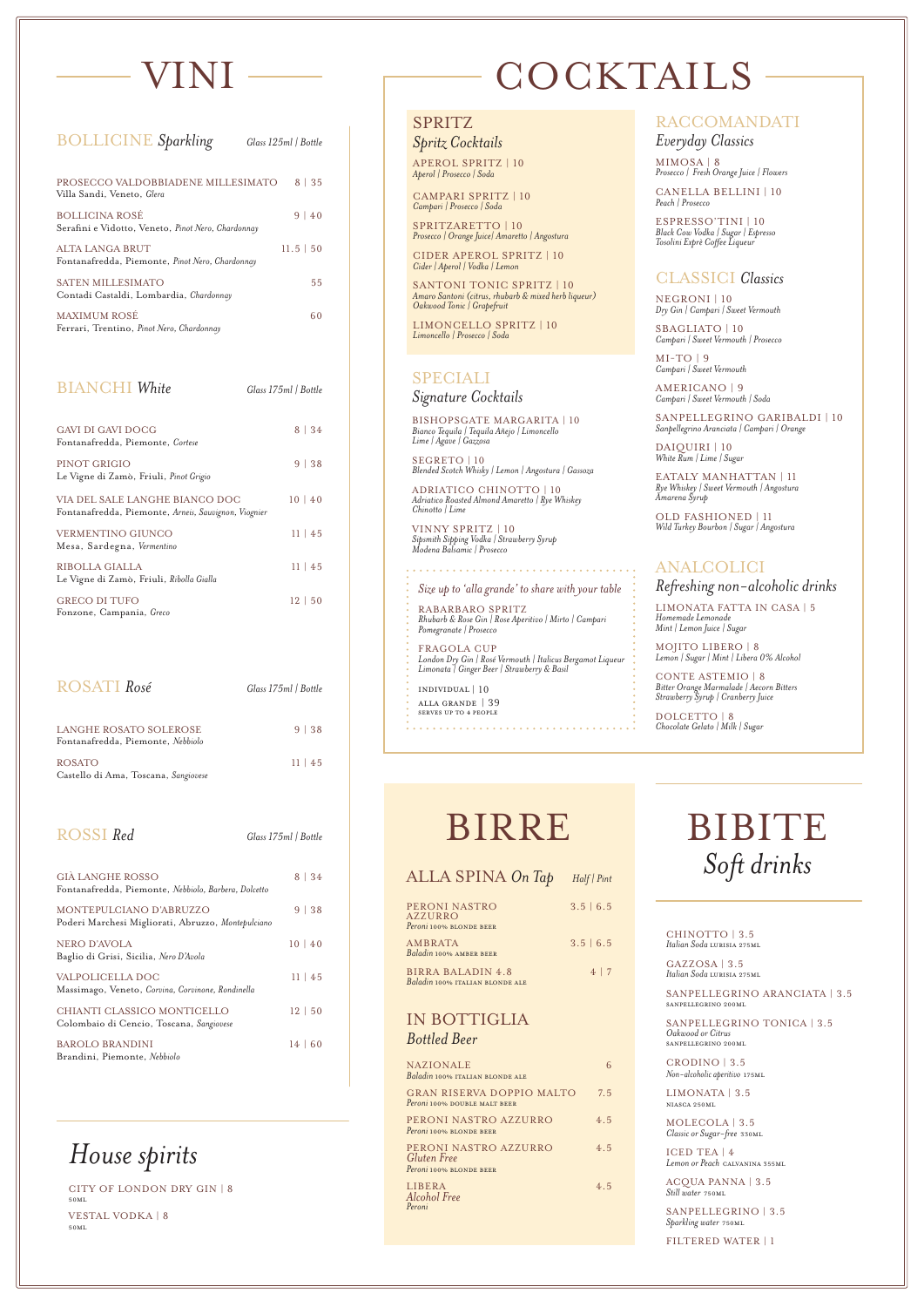# VINI

## BOLLICINE *Sparkling*

| | Glass 125ml \| Bottle |
|---|---|
| PROSECCO VALDOBBIADENE MILLESIMATO<br>Villa Sandi, Veneto, *Glera* | 8 \| 35 |
| BOLLICINA ROSÉ<br>Serafini e Vidotto, Veneto, *Pinot Nero, Chardonnay* | 9 \| 40 |
| ALTA LANGA BRUT<br>Fontanafredda, Piemonte, *Pinot Nero, Chardonnay* | 11.5 \| 50 |
| SATEN MILLESIMATO<br>Contadi Castaldi, Lombardia, *Chardonnay* | 55 |
| MAXIMUM ROSÉ<br>Ferrari, Trentino, *Pinot Nero, Chardonnay* | 60 |

## BIANCHI *White*

| | Glass 175ml \| Bottle |
|---|---|
| GAVI DI GAVI DOCG<br>Fontanafredda, Piemonte, *Cortese* | 8 \| 34 |
| PINOT GRIGIO<br>Le Vigne di Zamò, Friuli, *Pinot Grigio* | 9 \| 38 |
| VIA DEL SALE LANGHE BIANCO DOC<br>Fontanafredda, Piemonte, *Arneis, Sauvignon, Viognier* | 10 \| 40 |
| VERMENTINO GIUNCO<br>Mesa, Sardegna, *Vermentino* | 11 \| 45 |
| RIBOLLA GIALLA<br>Le Vigne di Zamò, Friuli, *Ribolla Gialla* | 11 \| 45 |
| GRECO DI TUFO<br>Fonzone, Campania, *Greco* | 12 \| 50 |

## ROSATI *Rosé*

| | Glass 175ml \| Bottle |
|---|---|
| LANGHE ROSATO SOLEROSE<br>Fontanafredda, Piemonte, *Nebbiolo* | 9 \| 38 |
| ROSATO<br>Castello di Ama, Toscana, *Sangiovese* | 11 \| 45 |

## ROSSI *Red*

| | Glass 175ml \| Bottle |
|---|---|
| GIÀ LANGHE ROSSO<br>Fontanafredda, Piemonte, *Nebbiolo, Barbera, Dolcetto* | 8 \| 34 |
| MONTEPULCIANO D'ABRUZZO<br>Poderi Marchesi Migliorati, Abruzzo, *Montepulciano* | 9 \| 38 |
| NERO D'AVOLA<br>Baglio di Grisi, Sicilia, *Nero D'Avola* | 10 \| 40 |
| VALPOLICELLA DOC<br>Massimago, Veneto, *Corvina, Corvinone, Rondinella* | 11 \| 45 |
| CHIANTI CLASSICO MONTICELLO<br>Colombaio di Cencio, Toscana, *Sangiovese* | 12 \| 50 |
| BAROLO BRANDINI<br>Brandini, Piemonte, *Nebbiolo* | 14 \| 60 |

## *House spirits*

CITY OF LONDON DRY GIN | 8
50ML

VESTAL VODKA | 8
50ML

# COCKTAILS

## SPRITZ
*Spritz Cocktails*

APEROL SPRITZ | 10
*Aperol | Prosecco | Soda*

CAMPARI SPRITZ | 10
*Campari | Prosecco | Soda*

SPRITZARETTO | 10
*Prosecco | Orange Juice | Amaretto | Angostura*

CIDER APEROL SPRITZ | 10
*Cider | Aperol | Vodka | Lemon*

SANTONI TONIC SPRITZ | 10
*Amaro Santoni (citrus, rhubarb & mixed herb liqueur) Oakwood Tonic | Grapefruit*

LIMONCELLO SPRITZ | 10
*Limoncello | Prosecco | Soda*

## SPECIALI
*Signature Cocktails*

BISHOPSGATE MARGARITA | 10
*Bianco Tequila | Tequila Añejo | Limoncello Lime | Agave | Gazzosa*

SEGRETO | 10
*Blended Scotch Whisky | Lemon | Angostura | Gassoza*

ADRIATICO CHINOTTO | 10
*Adriatico Roasted Almond Amaretto | Rye Whiskey Chinotto | Lime*

VINNY SPRITZ | 10
*Sipsmith Sipping Vodka | Strawberry Syrup Modena Balsamic | Prosecco*

*Size up to 'alla grande' to share with your table*

RABARBARO SPRITZ
*Rhubarb & Rose Gin | Rose Aperitivo | Mirto | Campari Pomegranate | Prosecco*

FRAGOLA CUP
*London Dry Gin | Rosé Vermouth | Italicus Bergamot Liqueur Limonata | Ginger Beer | Strawberry & Basil*

INDIVIDUAL | 10
ALLA GRANDE | 39
SERVES UP TO 4 PEOPLE

## RACCOMANDATI
*Everyday Classics*

MIMOSA | 8
*Prosecco | Fresh Orange Juice | Flowers*

CANELLA BELLINI | 10
*Peach | Prosecco*

ESPRESSO'TINI | 10
*Black Cow Vodka | Sugar | Espresso Tosolini Exprè Coffee Liqueur*

## CLASSICI *Classics*

NEGRONI | 10
*Dry Gin | Campari | Sweet Vermouth*

SBAGLIATO | 10
*Campari | Sweet Vermouth | Prosecco*

MI-TO | 9
*Campari | Sweet Vermouth*

AMERICANO | 9
*Campari | Sweet Vermouth | Soda*

SANPELLEGRINO GARIBALDI | 10
*Sanpellegrino Aranciata | Campari | Orange*

DAIQUIRI | 10
*White Rum | Lime | Sugar*

EATALY MANHATTAN | 11
*Rye Whiskey | Sweet Vermouth | Angostura Amarena Syrup*

OLD FASHIONED | 11
*Wild Turkey Bourbon | Sugar | Angostura*

## ANALCOLICI
*Refreshing non-alcoholic drinks*

LIMONATA FATTA IN CASA | 5
*Homemade Lemonade Mint | Lemon Juice | Sugar*

MOJITO LIBERO | 8
*Lemon | Sugar | Mint | Libera 0% Alcohol*

CONTE ASTEMIO | 8
*Bitter Orange Marmalade | Aecorn Bitters Strawberry Syrup | Cranberry Juice*

DOLCETTO | 8
*Chocolate Gelato | Milk | Sugar*

# BIRRE

## ALLA SPINA *On Tap*

| | Half \| Pint |
|---|---|
| PERONI NASTRO AZZURRO<br>*Peroni* 100% BLONDE BEER | 3.5 \| 6.5 |
| AMBRATA<br>*Baladin* 100% AMBER BEER | 3.5 \| 6.5 |
| BIRRA BALADIN 4.8<br>*Baladin* 100% ITALIAN BLONDE ALE | 4 \| 7 |

## IN BOTTIGLIA
*Bottled Beer*

| | |
|---|---|
| NAZIONALE<br>*Baladin* 100% ITALIAN BLONDE ALE | 6 |
| GRAN RISERVA DOPPIO MALTO<br>*Peroni* 100% DOUBLE MALT BEER | 7.5 |
| PERONI NASTRO AZZURRO<br>*Peroni* 100% BLONDE BEER | 4.5 |
| PERONI NASTRO AZZURRO *Gluten Free*<br>*Peroni* 100% BLONDE BEER | 4.5 |
| LIBERA *Alcohol Free*<br>*Peroni* | 4.5 |

# BIBITE
## *Soft drinks*

CHINOTTO | 3.5
*Italian Soda* LURISIA 275ML

GAZZOSA | 3.5
*Italian Soda* LURISIA 275ML

SANPELLEGRINO ARANCIATA | 3.5
SANPELLEGRINO 200ML

SANPELLEGRINO TONICA | 3.5
*Oakwood or Citrus*
SANPELLEGRINO 200ML

CRODINO | 3.5
*Non-alcoholic aperitivo* 175ML

LIMONATA | 3.5
NIASCA 250ML

MOLECOLA | 3.5
*Classic or Sugar-free* 330ML

ICED TEA | 4
*Lemon or Peach* CALVANINA 355ML

ACQUA PANNA | 3.5
*Still water* 750ML

SANPELLEGRINO | 3.5
*Sparkling water* 750ML

FILTERED WATER | 1